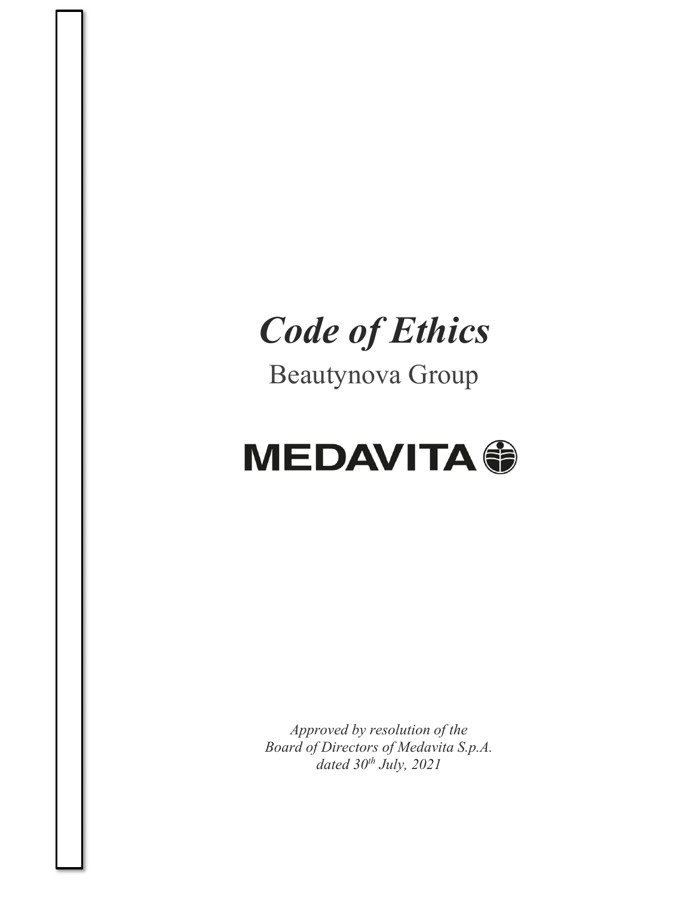# *Code of Ethics*

## Beautynova Group

**MEDAVITA**

*Approved by resolution of the Board of Directors of Medavita S.p.A. dated 30th July, 2021*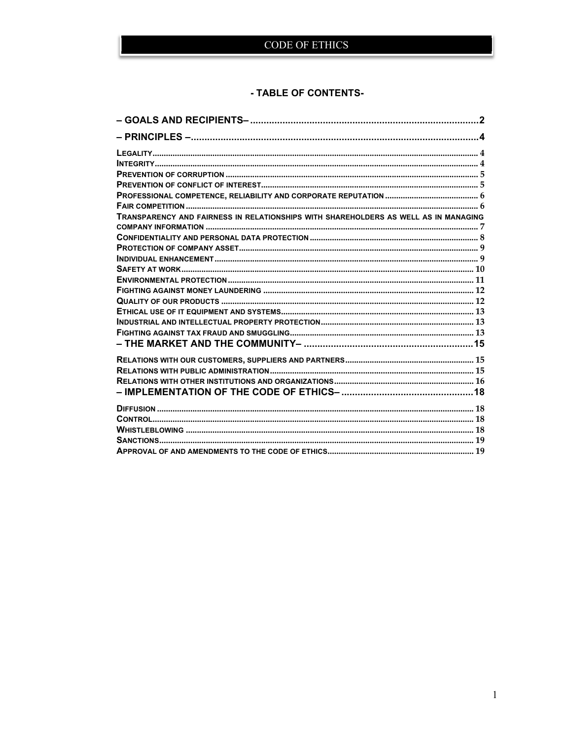# - TABLE OF CONTENTS-

**– GOALS AND RECIPIENTS–** .......... 2

**– PRINCIPLES –** .......... 4

- Legality .......... 4
- Integrity .......... 4
- Prevention of corruption .......... 5
- Prevention of conflict of interest .......... 5
- Professional competence, reliability and corporate reputation .......... 6
- Fair competition .......... 6
- Transparency and fairness in relationships with shareholders as well as in managing company information .......... 7
- Confidentiality and personal data protection .......... 8
- Protection of company asset .......... 9
- Individual enhancement .......... 9
- Safety at work .......... 10
- Environmental protection .......... 11
- Fighting against money laundering .......... 12
- Quality of our products .......... 12
- Ethical use of IT equipment and systems .......... 13
- Industrial and intellectual property protection .......... 13
- Fighting against tax fraud and smuggling .......... 13

**– THE MARKET AND THE COMMUNITY–** .......... 15

- Relations with our customers, suppliers and partners .......... 15
- Relations with public administration .......... 15
- Relations with other institutions and organizations .......... 16

**– IMPLEMENTATION OF THE CODE OF ETHICS–** .......... 18

- Diffusion .......... 18
- Control .......... 18
- Whistleblowing .......... 18
- Sanctions .......... 19
- Approval of and amendments to the code of ethics .......... 19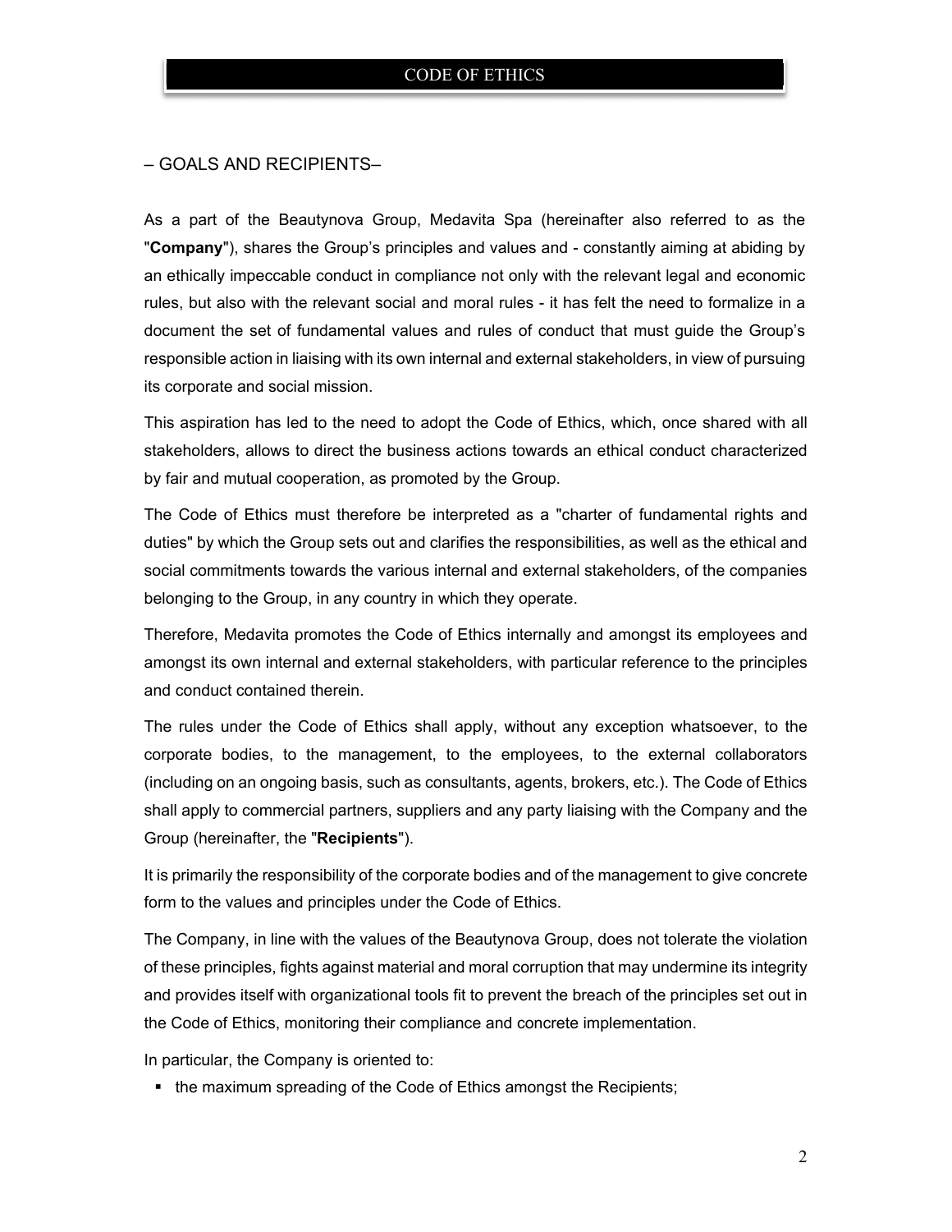## – GOALS AND RECIPIENTS–

As a part of the Beautynova Group, Medavita Spa (hereinafter also referred to as the "**Company**"), shares the Group's principles and values and - constantly aiming at abiding by an ethically impeccable conduct in compliance not only with the relevant legal and economic rules, but also with the relevant social and moral rules - it has felt the need to formalize in a document the set of fundamental values and rules of conduct that must guide the Group's responsible action in liaising with its own internal and external stakeholders, in view of pursuing its corporate and social mission.

This aspiration has led to the need to adopt the Code of Ethics, which, once shared with all stakeholders, allows to direct the business actions towards an ethical conduct characterized by fair and mutual cooperation, as promoted by the Group.

The Code of Ethics must therefore be interpreted as a "charter of fundamental rights and duties" by which the Group sets out and clarifies the responsibilities, as well as the ethical and social commitments towards the various internal and external stakeholders, of the companies belonging to the Group, in any country in which they operate.

Therefore, Medavita promotes the Code of Ethics internally and amongst its employees and amongst its own internal and external stakeholders, with particular reference to the principles and conduct contained therein.

The rules under the Code of Ethics shall apply, without any exception whatsoever, to the corporate bodies, to the management, to the employees, to the external collaborators (including on an ongoing basis, such as consultants, agents, brokers, etc.). The Code of Ethics shall apply to commercial partners, suppliers and any party liaising with the Company and the Group (hereinafter, the "**Recipients**").

It is primarily the responsibility of the corporate bodies and of the management to give concrete form to the values and principles under the Code of Ethics.

The Company, in line with the values of the Beautynova Group, does not tolerate the violation of these principles, fights against material and moral corruption that may undermine its integrity and provides itself with organizational tools fit to prevent the breach of the principles set out in the Code of Ethics, monitoring their compliance and concrete implementation.

In particular, the Company is oriented to:

- the maximum spreading of the Code of Ethics amongst the Recipients;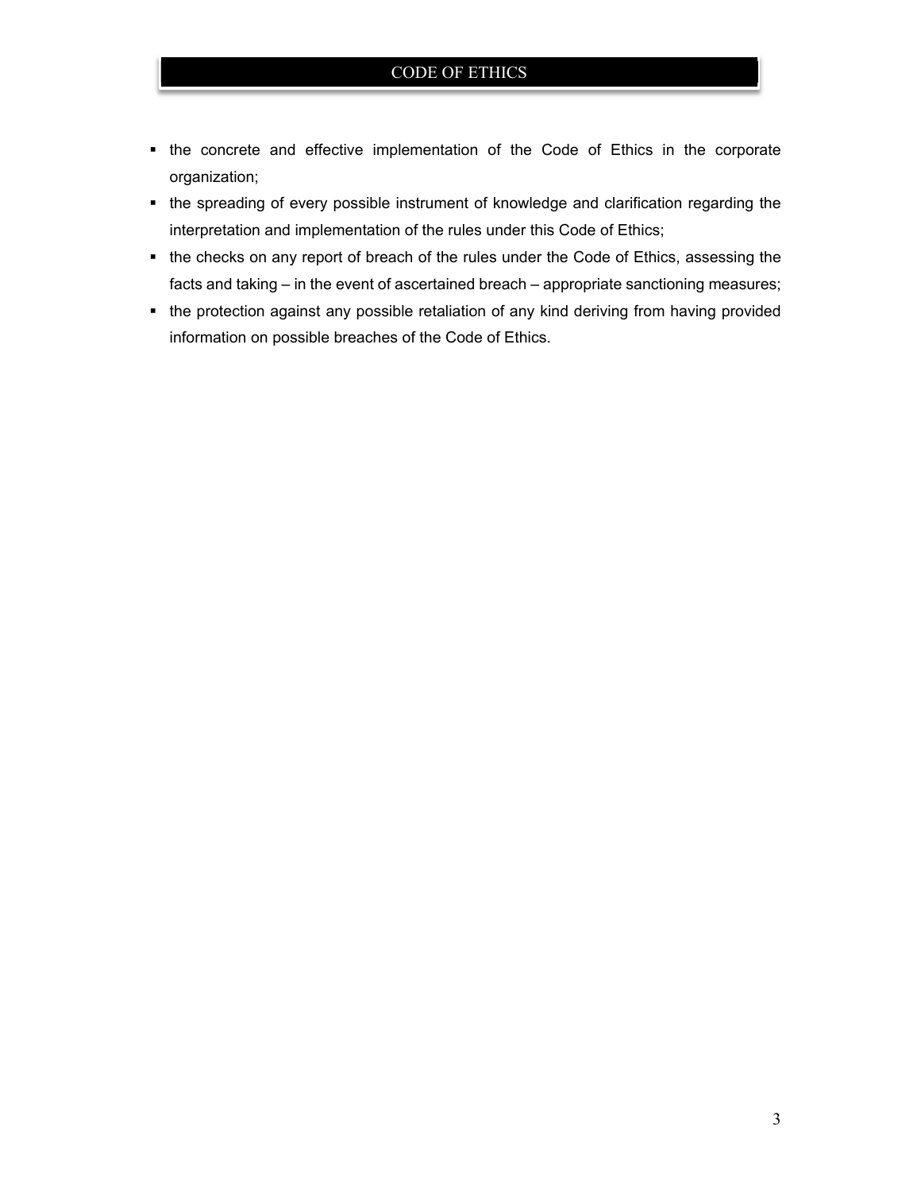- the concrete and effective implementation of the Code of Ethics in the corporate organization;
- the spreading of every possible instrument of knowledge and clarification regarding the interpretation and implementation of the rules under this Code of Ethics;
- the checks on any report of breach of the rules under the Code of Ethics, assessing the facts and taking – in the event of ascertained breach – appropriate sanctioning measures;
- the protection against any possible retaliation of any kind deriving from having provided information on possible breaches of the Code of Ethics.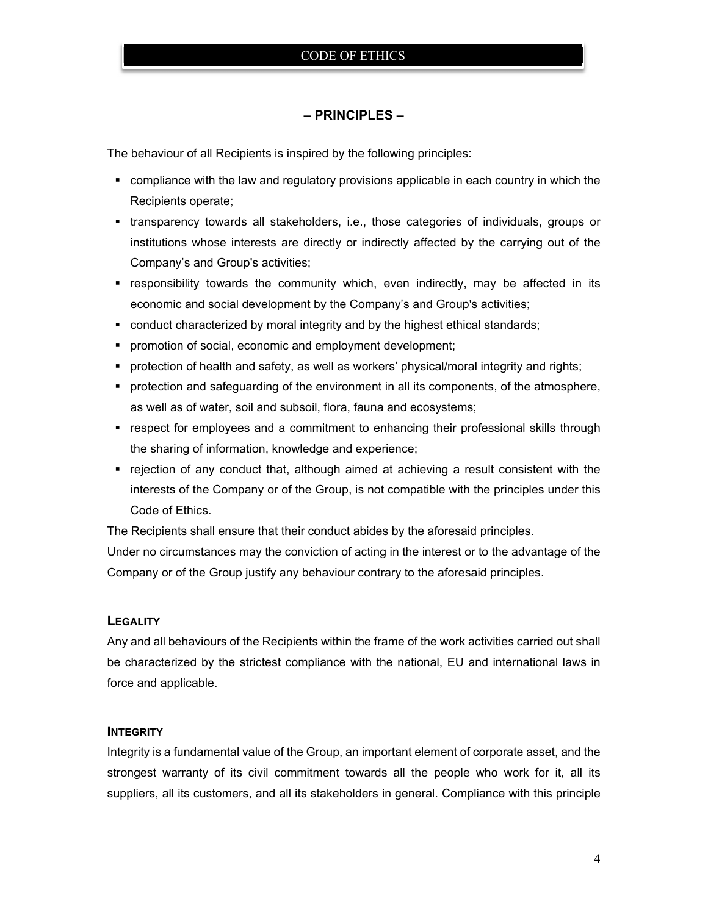## – PRINCIPLES –

The behaviour of all Recipients is inspired by the following principles:

- compliance with the law and regulatory provisions applicable in each country in which the Recipients operate;
- transparency towards all stakeholders, i.e., those categories of individuals, groups or institutions whose interests are directly or indirectly affected by the carrying out of the Company's and Group's activities;
- responsibility towards the community which, even indirectly, may be affected in its economic and social development by the Company's and Group's activities;
- conduct characterized by moral integrity and by the highest ethical standards;
- promotion of social, economic and employment development;
- protection of health and safety, as well as workers' physical/moral integrity and rights;
- protection and safeguarding of the environment in all its components, of the atmosphere, as well as of water, soil and subsoil, flora, fauna and ecosystems;
- respect for employees and a commitment to enhancing their professional skills through the sharing of information, knowledge and experience;
- rejection of any conduct that, although aimed at achieving a result consistent with the interests of the Company or of the Group, is not compatible with the principles under this Code of Ethics.

The Recipients shall ensure that their conduct abides by the aforesaid principles.

Under no circumstances may the conviction of acting in the interest or to the advantage of the Company or of the Group justify any behaviour contrary to the aforesaid principles.

### LEGALITY

Any and all behaviours of the Recipients within the frame of the work activities carried out shall be characterized by the strictest compliance with the national, EU and international laws in force and applicable.

### INTEGRITY

Integrity is a fundamental value of the Group, an important element of corporate asset, and the strongest warranty of its civil commitment towards all the people who work for it, all its suppliers, all its customers, and all its stakeholders in general. Compliance with this principle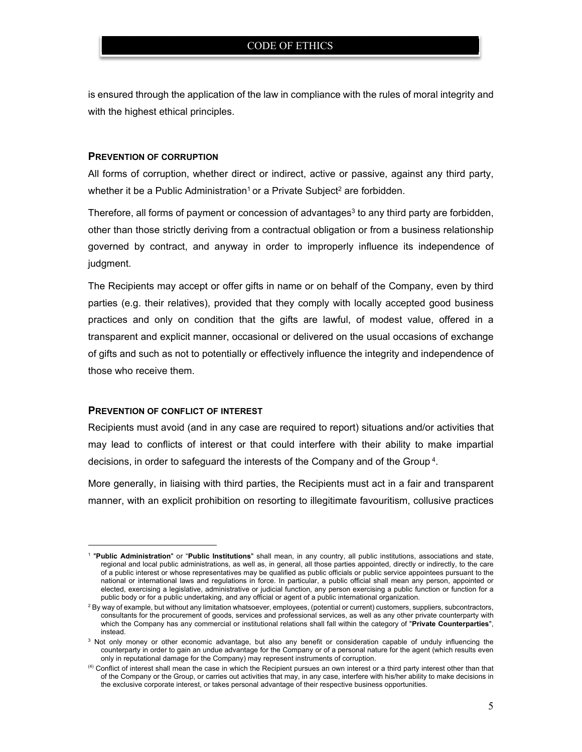is ensured through the application of the law in compliance with the rules of moral integrity and with the highest ethical principles.

### PREVENTION OF CORRUPTION

All forms of corruption, whether direct or indirect, active or passive, against any third party, whether it be a Public Administration[1] or a Private Subject[2] are forbidden.

Therefore, all forms of payment or concession of advantages[3] to any third party are forbidden, other than those strictly deriving from a contractual obligation or from a business relationship governed by contract, and anyway in order to improperly influence its independence of judgment.

The Recipients may accept or offer gifts in name or on behalf of the Company, even by third parties (e.g. their relatives), provided that they comply with locally accepted good business practices and only on condition that the gifts are lawful, of modest value, offered in a transparent and explicit manner, occasional or delivered on the usual occasions of exchange of gifts and such as not to potentially or effectively influence the integrity and independence of those who receive them.

### PREVENTION OF CONFLICT OF INTEREST

Recipients must avoid (and in any case are required to report) situations and/or activities that may lead to conflicts of interest or that could interfere with their ability to make impartial decisions, in order to safeguard the interests of the Company and of the Group [4].

More generally, in liaising with third parties, the Recipients must act in a fair and transparent manner, with an explicit prohibition on resorting to illegitimate favouritism, collusive practices

---

[1] "**Public Administration**" or "**Public Institutions**" shall mean, in any country, all public institutions, associations and state, regional and local public administrations, as well as, in general, all those parties appointed, directly or indirectly, to the care of a public interest or whose representatives may be qualified as public officials or public service appointees pursuant to the national or international laws and regulations in force. In particular, a public official shall mean any person, appointed or elected, exercising a legislative, administrative or judicial function, any person exercising a public function or function for a public body or for a public undertaking, and any official or agent of a public international organization.

[2] By way of example, but without any limitation whatsoever, employees, (potential or current) customers, suppliers, subcontractors, consultants for the procurement of goods, services and professional services, as well as any other private counterparty with which the Company has any commercial or institutional relations shall fall within the category of "**Private Counterparties**", instead.

[3] Not only money or other economic advantage, but also any benefit or consideration capable of unduly influencing the counterparty in order to gain an undue advantage for the Company or of a personal nature for the agent (which results even only in reputational damage for the Company) may represent instruments of corruption.

[4] Conflict of interest shall mean the case in which the Recipient pursues an own interest or a third party interest other than that of the Company or the Group, or carries out activities that may, in any case, interfere with his/her ability to make decisions in the exclusive corporate interest, or takes personal advantage of their respective business opportunities.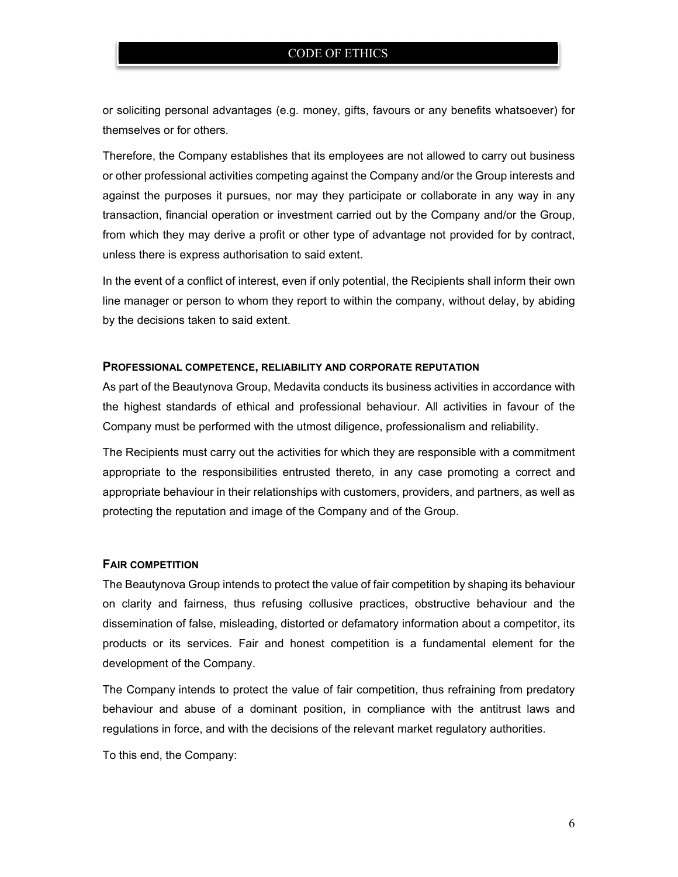or soliciting personal advantages (e.g. money, gifts, favours or any benefits whatsoever) for themselves or for others.

Therefore, the Company establishes that its employees are not allowed to carry out business or other professional activities competing against the Company and/or the Group interests and against the purposes it pursues, nor may they participate or collaborate in any way in any transaction, financial operation or investment carried out by the Company and/or the Group, from which they may derive a profit or other type of advantage not provided for by contract, unless there is express authorisation to said extent.

In the event of a conflict of interest, even if only potential, the Recipients shall inform their own line manager or person to whom they report to within the company, without delay, by abiding by the decisions taken to said extent.

### PROFESSIONAL COMPETENCE, RELIABILITY AND CORPORATE REPUTATION

As part of the Beautynova Group, Medavita conducts its business activities in accordance with the highest standards of ethical and professional behaviour. All activities in favour of the Company must be performed with the utmost diligence, professionalism and reliability.

The Recipients must carry out the activities for which they are responsible with a commitment appropriate to the responsibilities entrusted thereto, in any case promoting a correct and appropriate behaviour in their relationships with customers, providers, and partners, as well as protecting the reputation and image of the Company and of the Group.

### FAIR COMPETITION

The Beautynova Group intends to protect the value of fair competition by shaping its behaviour on clarity and fairness, thus refusing collusive practices, obstructive behaviour and the dissemination of false, misleading, distorted or defamatory information about a competitor, its products or its services. Fair and honest competition is a fundamental element for the development of the Company.

The Company intends to protect the value of fair competition, thus refraining from predatory behaviour and abuse of a dominant position, in compliance with the antitrust laws and regulations in force, and with the decisions of the relevant market regulatory authorities.

To this end, the Company: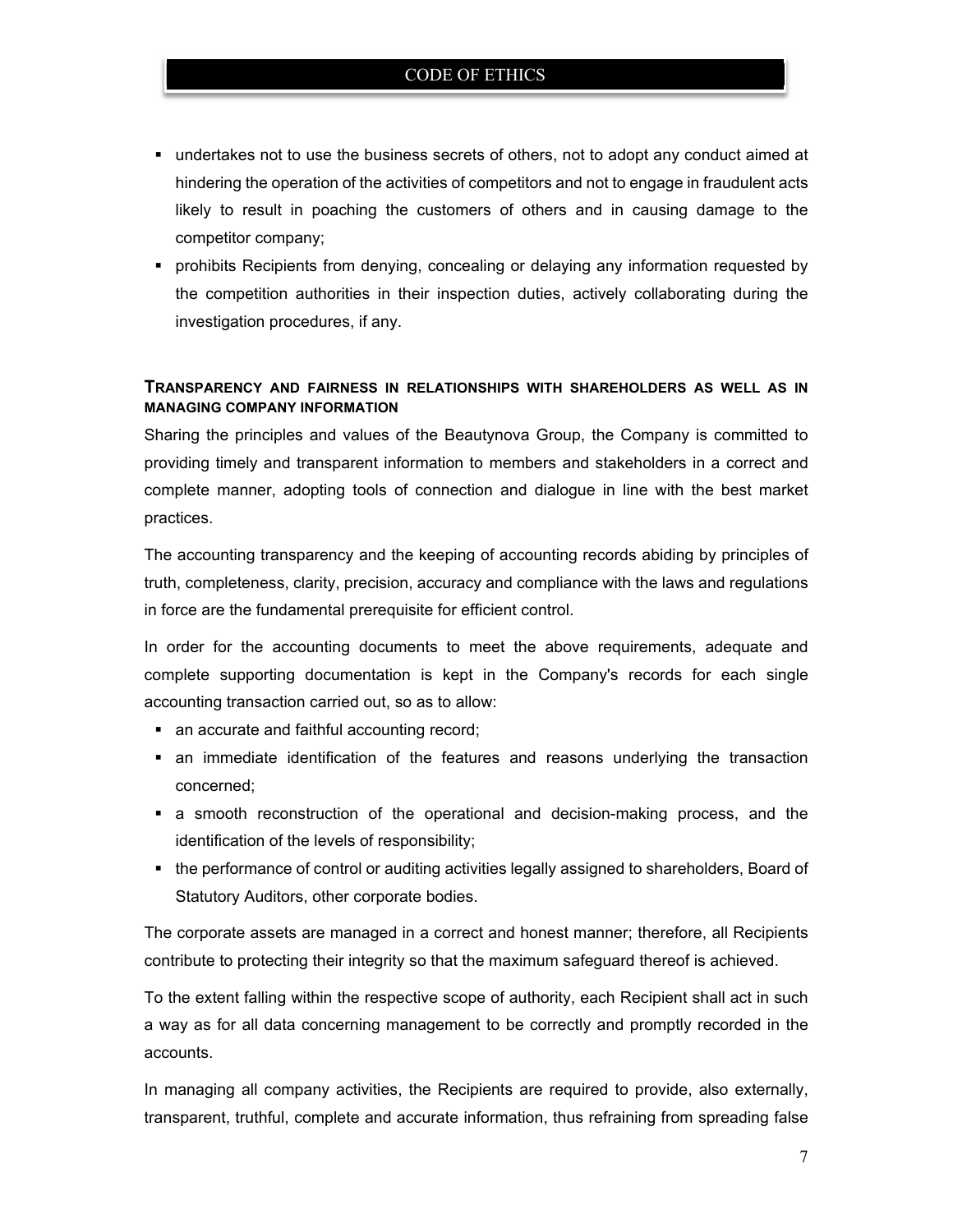- undertakes not to use the business secrets of others, not to adopt any conduct aimed at hindering the operation of the activities of competitors and not to engage in fraudulent acts likely to result in poaching the customers of others and in causing damage to the competitor company;
- prohibits Recipients from denying, concealing or delaying any information requested by the competition authorities in their inspection duties, actively collaborating during the investigation procedures, if any.

### TRANSPARENCY AND FAIRNESS IN RELATIONSHIPS WITH SHAREHOLDERS AS WELL AS IN MANAGING COMPANY INFORMATION

Sharing the principles and values of the Beautynova Group, the Company is committed to providing timely and transparent information to members and stakeholders in a correct and complete manner, adopting tools of connection and dialogue in line with the best market practices.

The accounting transparency and the keeping of accounting records abiding by principles of truth, completeness, clarity, precision, accuracy and compliance with the laws and regulations in force are the fundamental prerequisite for efficient control.

In order for the accounting documents to meet the above requirements, adequate and complete supporting documentation is kept in the Company's records for each single accounting transaction carried out, so as to allow:

- an accurate and faithful accounting record;
- an immediate identification of the features and reasons underlying the transaction concerned;
- a smooth reconstruction of the operational and decision-making process, and the identification of the levels of responsibility;
- the performance of control or auditing activities legally assigned to shareholders, Board of Statutory Auditors, other corporate bodies.

The corporate assets are managed in a correct and honest manner; therefore, all Recipients contribute to protecting their integrity so that the maximum safeguard thereof is achieved.

To the extent falling within the respective scope of authority, each Recipient shall act in such a way as for all data concerning management to be correctly and promptly recorded in the accounts.

In managing all company activities, the Recipients are required to provide, also externally, transparent, truthful, complete and accurate information, thus refraining from spreading false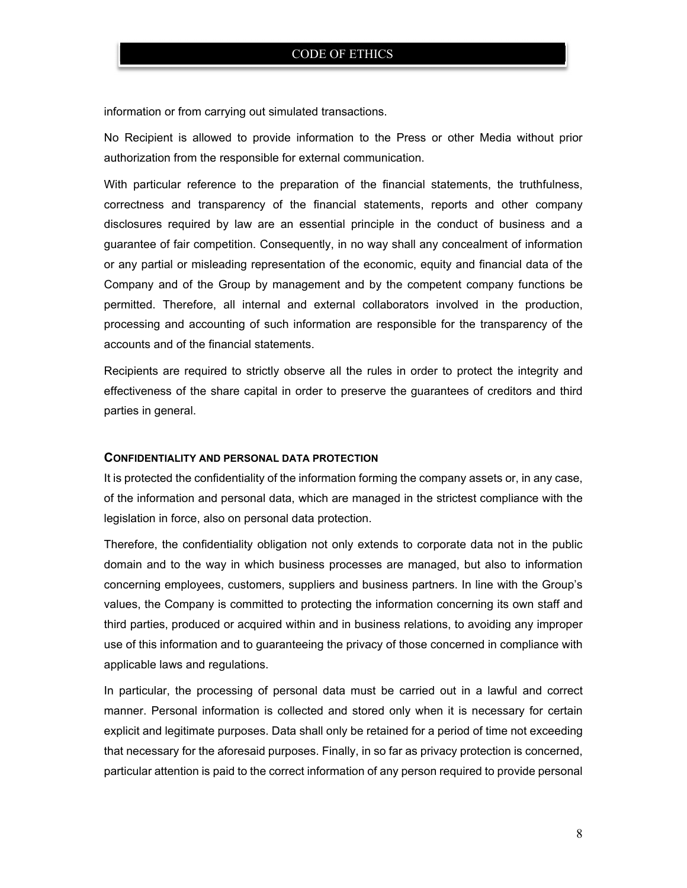information or from carrying out simulated transactions.

No Recipient is allowed to provide information to the Press or other Media without prior authorization from the responsible for external communication.

With particular reference to the preparation of the financial statements, the truthfulness, correctness and transparency of the financial statements, reports and other company disclosures required by law are an essential principle in the conduct of business and a guarantee of fair competition. Consequently, in no way shall any concealment of information or any partial or misleading representation of the economic, equity and financial data of the Company and of the Group by management and by the competent company functions be permitted. Therefore, all internal and external collaborators involved in the production, processing and accounting of such information are responsible for the transparency of the accounts and of the financial statements.

Recipients are required to strictly observe all the rules in order to protect the integrity and effectiveness of the share capital in order to preserve the guarantees of creditors and third parties in general.

### CONFIDENTIALITY AND PERSONAL DATA PROTECTION

It is protected the confidentiality of the information forming the company assets or, in any case, of the information and personal data, which are managed in the strictest compliance with the legislation in force, also on personal data protection.

Therefore, the confidentiality obligation not only extends to corporate data not in the public domain and to the way in which business processes are managed, but also to information concerning employees, customers, suppliers and business partners. In line with the Group's values, the Company is committed to protecting the information concerning its own staff and third parties, produced or acquired within and in business relations, to avoiding any improper use of this information and to guaranteeing the privacy of those concerned in compliance with applicable laws and regulations.

In particular, the processing of personal data must be carried out in a lawful and correct manner. Personal information is collected and stored only when it is necessary for certain explicit and legitimate purposes. Data shall only be retained for a period of time not exceeding that necessary for the aforesaid purposes. Finally, in so far as privacy protection is concerned, particular attention is paid to the correct information of any person required to provide personal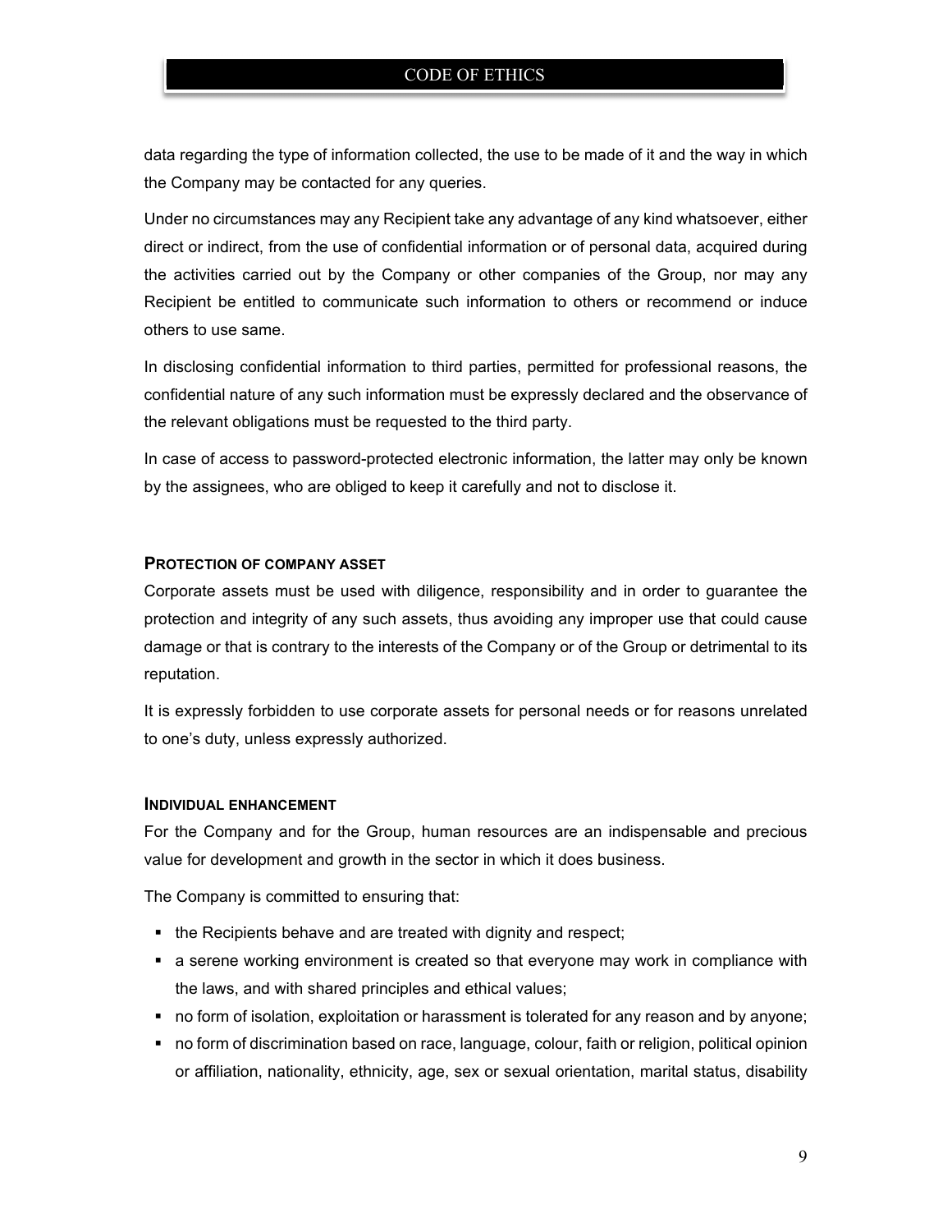data regarding the type of information collected, the use to be made of it and the way in which the Company may be contacted for any queries.

Under no circumstances may any Recipient take any advantage of any kind whatsoever, either direct or indirect, from the use of confidential information or of personal data, acquired during the activities carried out by the Company or other companies of the Group, nor may any Recipient be entitled to communicate such information to others or recommend or induce others to use same.

In disclosing confidential information to third parties, permitted for professional reasons, the confidential nature of any such information must be expressly declared and the observance of the relevant obligations must be requested to the third party.

In case of access to password-protected electronic information, the latter may only be known by the assignees, who are obliged to keep it carefully and not to disclose it.

#### PROTECTION OF COMPANY ASSET

Corporate assets must be used with diligence, responsibility and in order to guarantee the protection and integrity of any such assets, thus avoiding any improper use that could cause damage or that is contrary to the interests of the Company or of the Group or detrimental to its reputation.

It is expressly forbidden to use corporate assets for personal needs or for reasons unrelated to one's duty, unless expressly authorized.

#### INDIVIDUAL ENHANCEMENT

For the Company and for the Group, human resources are an indispensable and precious value for development and growth in the sector in which it does business.

The Company is committed to ensuring that:

- the Recipients behave and are treated with dignity and respect;
- a serene working environment is created so that everyone may work in compliance with the laws, and with shared principles and ethical values;
- no form of isolation, exploitation or harassment is tolerated for any reason and by anyone;
- no form of discrimination based on race, language, colour, faith or religion, political opinion or affiliation, nationality, ethnicity, age, sex or sexual orientation, marital status, disability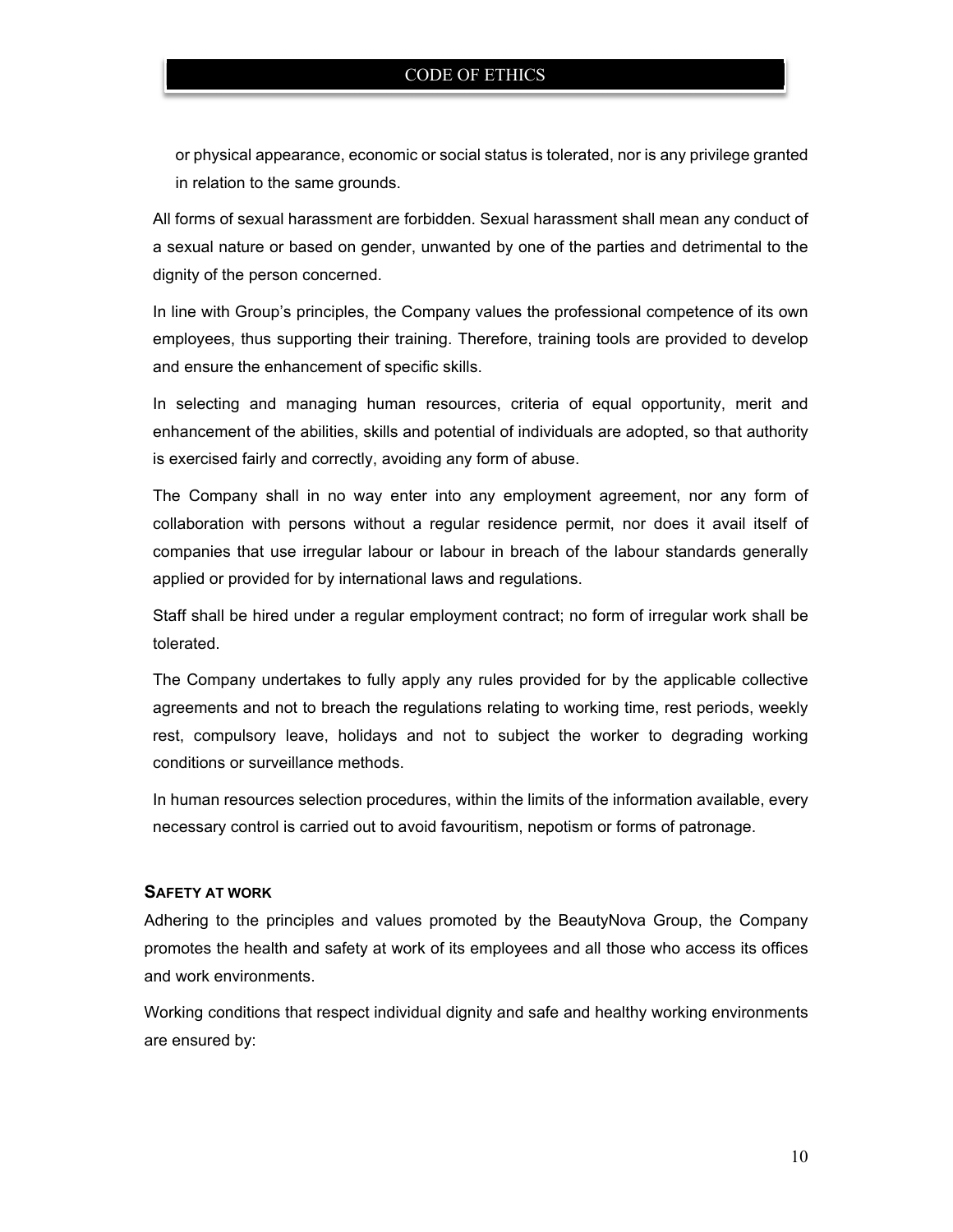or physical appearance, economic or social status is tolerated, nor is any privilege granted in relation to the same grounds.

All forms of sexual harassment are forbidden. Sexual harassment shall mean any conduct of a sexual nature or based on gender, unwanted by one of the parties and detrimental to the dignity of the person concerned.

In line with Group's principles, the Company values the professional competence of its own employees, thus supporting their training. Therefore, training tools are provided to develop and ensure the enhancement of specific skills.

In selecting and managing human resources, criteria of equal opportunity, merit and enhancement of the abilities, skills and potential of individuals are adopted, so that authority is exercised fairly and correctly, avoiding any form of abuse.

The Company shall in no way enter into any employment agreement, nor any form of collaboration with persons without a regular residence permit, nor does it avail itself of companies that use irregular labour or labour in breach of the labour standards generally applied or provided for by international laws and regulations.

Staff shall be hired under a regular employment contract; no form of irregular work shall be tolerated.

The Company undertakes to fully apply any rules provided for by the applicable collective agreements and not to breach the regulations relating to working time, rest periods, weekly rest, compulsory leave, holidays and not to subject the worker to degrading working conditions or surveillance methods.

In human resources selection procedures, within the limits of the information available, every necessary control is carried out to avoid favouritism, nepotism or forms of patronage.

### SAFETY AT WORK

Adhering to the principles and values promoted by the BeautyNova Group, the Company promotes the health and safety at work of its employees and all those who access its offices and work environments.

Working conditions that respect individual dignity and safe and healthy working environments are ensured by: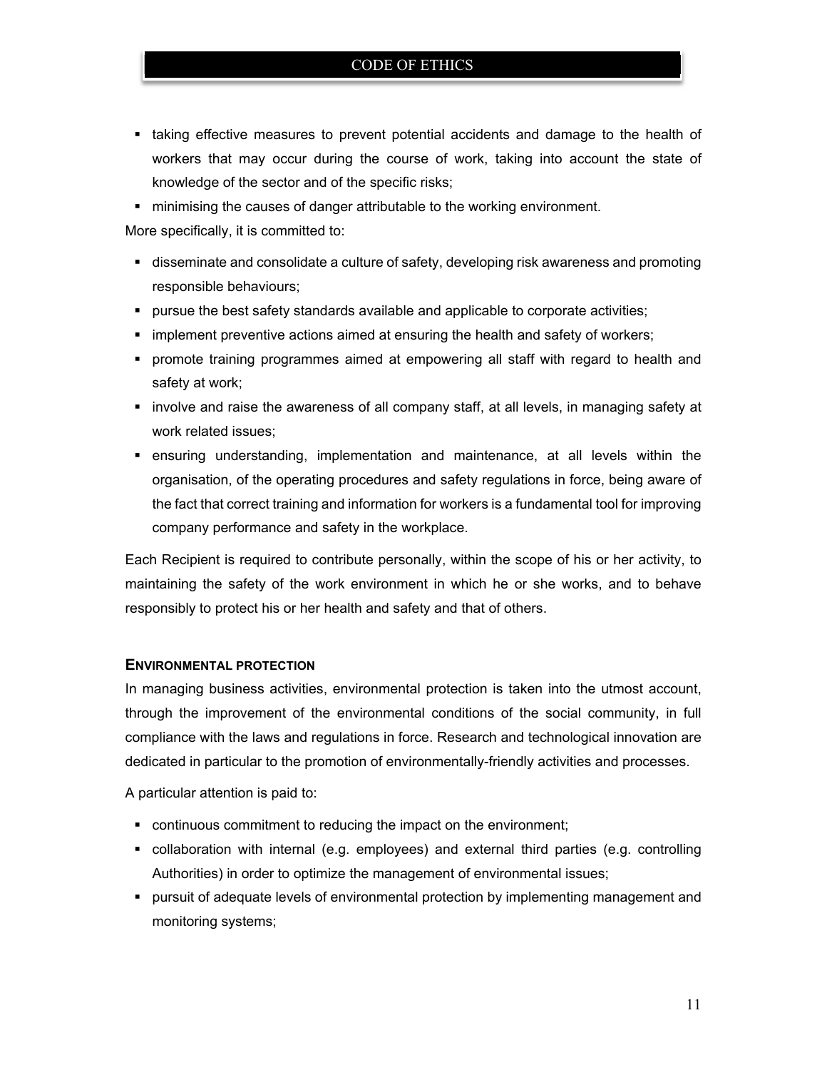- taking effective measures to prevent potential accidents and damage to the health of workers that may occur during the course of work, taking into account the state of knowledge of the sector and of the specific risks;
- minimising the causes of danger attributable to the working environment.

More specifically, it is committed to:

- disseminate and consolidate a culture of safety, developing risk awareness and promoting responsible behaviours;
- pursue the best safety standards available and applicable to corporate activities;
- implement preventive actions aimed at ensuring the health and safety of workers;
- promote training programmes aimed at empowering all staff with regard to health and safety at work;
- involve and raise the awareness of all company staff, at all levels, in managing safety at work related issues;
- ensuring understanding, implementation and maintenance, at all levels within the organisation, of the operating procedures and safety regulations in force, being aware of the fact that correct training and information for workers is a fundamental tool for improving company performance and safety in the workplace.

Each Recipient is required to contribute personally, within the scope of his or her activity, to maintaining the safety of the work environment in which he or she works, and to behave responsibly to protect his or her health and safety and that of others.

#### ENVIRONMENTAL PROTECTION

In managing business activities, environmental protection is taken into the utmost account, through the improvement of the environmental conditions of the social community, in full compliance with the laws and regulations in force. Research and technological innovation are dedicated in particular to the promotion of environmentally-friendly activities and processes.

A particular attention is paid to:

- continuous commitment to reducing the impact on the environment;
- collaboration with internal (e.g. employees) and external third parties (e.g. controlling Authorities) in order to optimize the management of environmental issues;
- pursuit of adequate levels of environmental protection by implementing management and monitoring systems;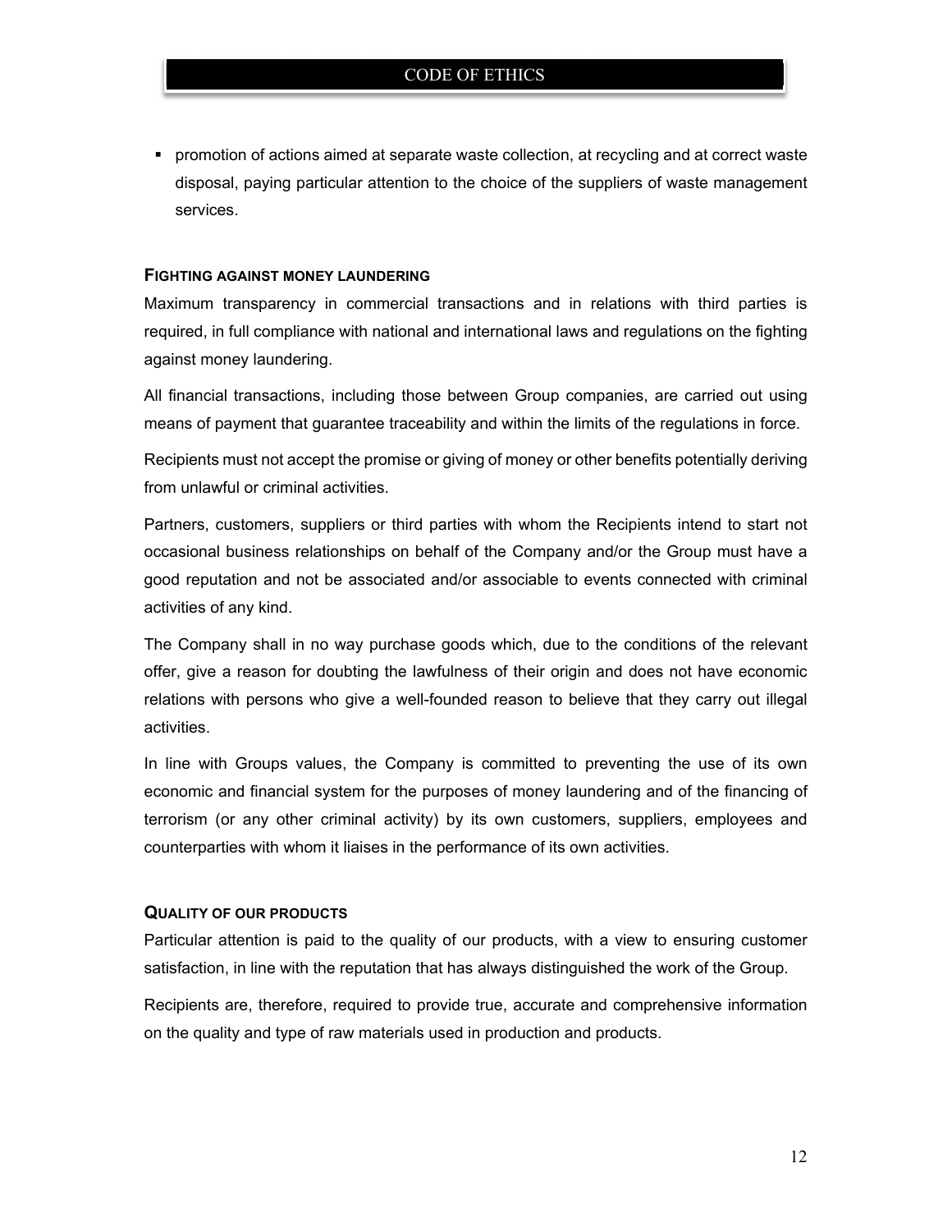- promotion of actions aimed at separate waste collection, at recycling and at correct waste disposal, paying particular attention to the choice of the suppliers of waste management services.

### FIGHTING AGAINST MONEY LAUNDERING

Maximum transparency in commercial transactions and in relations with third parties is required, in full compliance with national and international laws and regulations on the fighting against money laundering.

All financial transactions, including those between Group companies, are carried out using means of payment that guarantee traceability and within the limits of the regulations in force.

Recipients must not accept the promise or giving of money or other benefits potentially deriving from unlawful or criminal activities.

Partners, customers, suppliers or third parties with whom the Recipients intend to start not occasional business relationships on behalf of the Company and/or the Group must have a good reputation and not be associated and/or associable to events connected with criminal activities of any kind.

The Company shall in no way purchase goods which, due to the conditions of the relevant offer, give a reason for doubting the lawfulness of their origin and does not have economic relations with persons who give a well-founded reason to believe that they carry out illegal activities.

In line with Groups values, the Company is committed to preventing the use of its own economic and financial system for the purposes of money laundering and of the financing of terrorism (or any other criminal activity) by its own customers, suppliers, employees and counterparties with whom it liaises in the performance of its own activities.

### QUALITY OF OUR PRODUCTS

Particular attention is paid to the quality of our products, with a view to ensuring customer satisfaction, in line with the reputation that has always distinguished the work of the Group.

Recipients are, therefore, required to provide true, accurate and comprehensive information on the quality and type of raw materials used in production and products.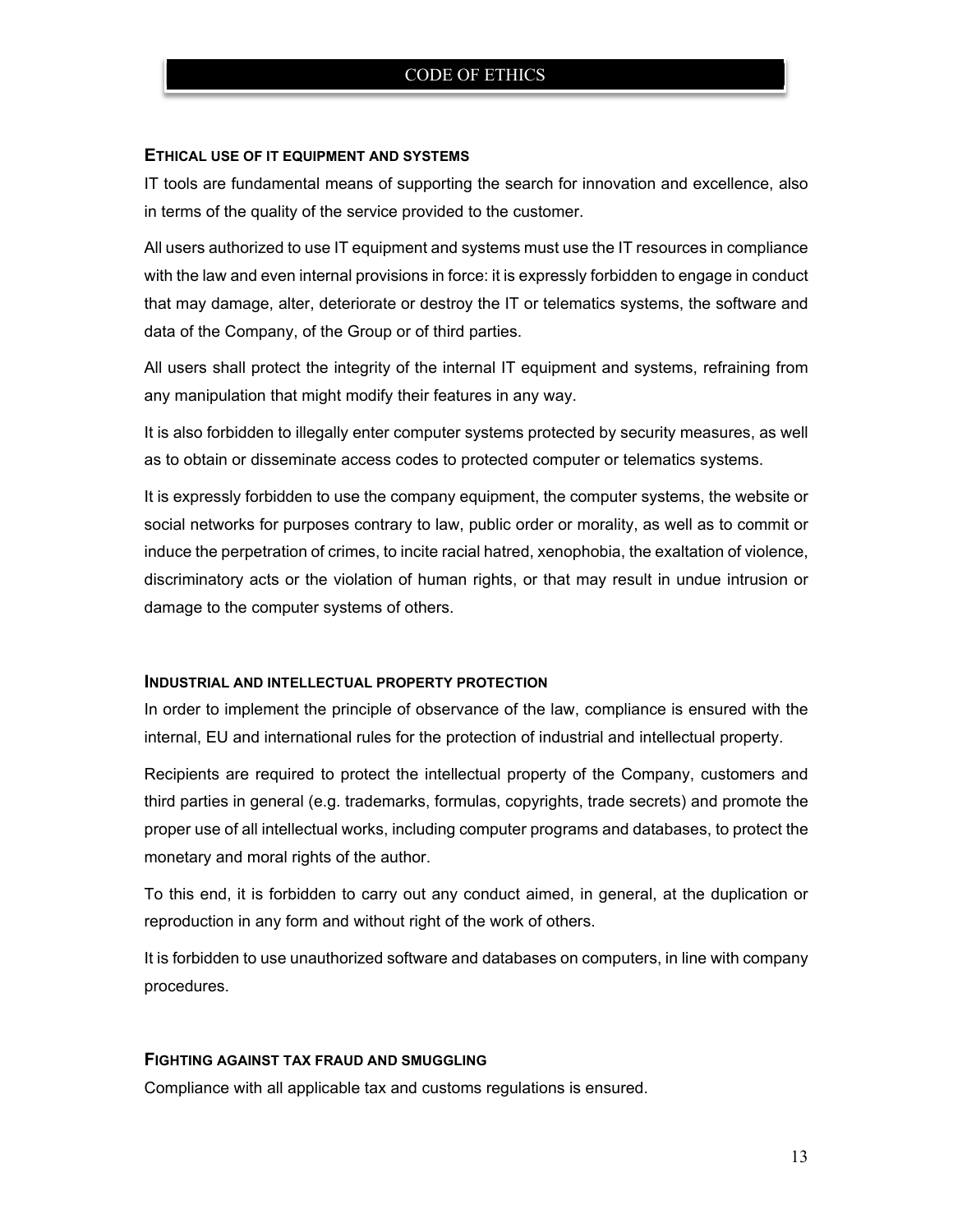### ETHICAL USE OF IT EQUIPMENT AND SYSTEMS

IT tools are fundamental means of supporting the search for innovation and excellence, also in terms of the quality of the service provided to the customer.

All users authorized to use IT equipment and systems must use the IT resources in compliance with the law and even internal provisions in force: it is expressly forbidden to engage in conduct that may damage, alter, deteriorate or destroy the IT or telematics systems, the software and data of the Company, of the Group or of third parties.

All users shall protect the integrity of the internal IT equipment and systems, refraining from any manipulation that might modify their features in any way.

It is also forbidden to illegally enter computer systems protected by security measures, as well as to obtain or disseminate access codes to protected computer or telematics systems.

It is expressly forbidden to use the company equipment, the computer systems, the website or social networks for purposes contrary to law, public order or morality, as well as to commit or induce the perpetration of crimes, to incite racial hatred, xenophobia, the exaltation of violence, discriminatory acts or the violation of human rights, or that may result in undue intrusion or damage to the computer systems of others.

### INDUSTRIAL AND INTELLECTUAL PROPERTY PROTECTION

In order to implement the principle of observance of the law, compliance is ensured with the internal, EU and international rules for the protection of industrial and intellectual property.

Recipients are required to protect the intellectual property of the Company, customers and third parties in general (e.g. trademarks, formulas, copyrights, trade secrets) and promote the proper use of all intellectual works, including computer programs and databases, to protect the monetary and moral rights of the author.

To this end, it is forbidden to carry out any conduct aimed, in general, at the duplication or reproduction in any form and without right of the work of others.

It is forbidden to use unauthorized software and databases on computers, in line with company procedures.

### FIGHTING AGAINST TAX FRAUD AND SMUGGLING

Compliance with all applicable tax and customs regulations is ensured.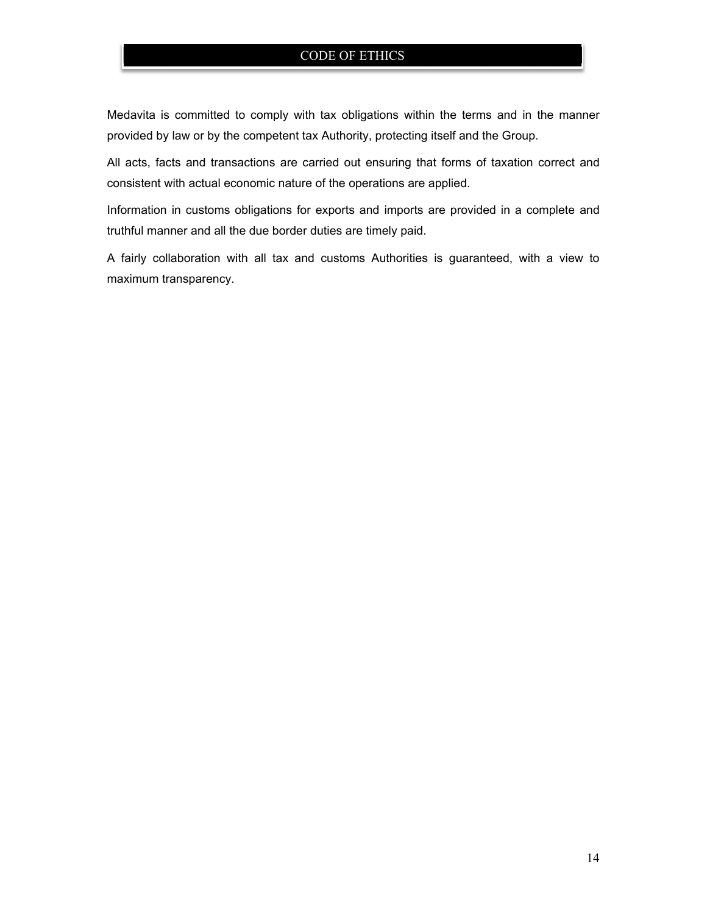Medavita is committed to comply with tax obligations within the terms and in the manner provided by law or by the competent tax Authority, protecting itself and the Group.

All acts, facts and transactions are carried out ensuring that forms of taxation correct and consistent with actual economic nature of the operations are applied.

Information in customs obligations for exports and imports are provided in a complete and truthful manner and all the due border duties are timely paid.

A fairly collaboration with all tax and customs Authorities is guaranteed, with a view to maximum transparency.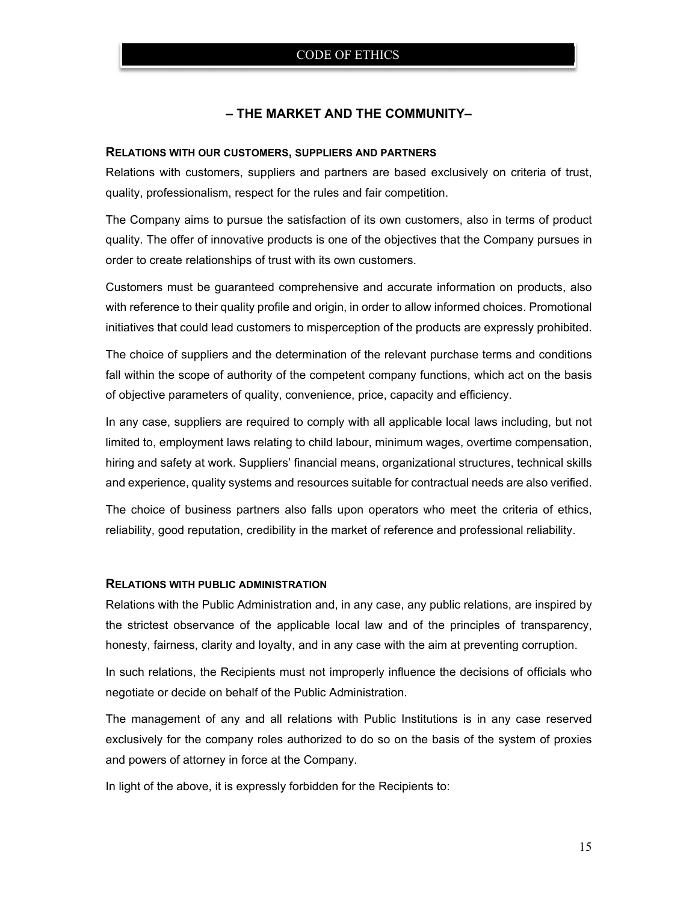## – THE MARKET AND THE COMMUNITY–

### RELATIONS WITH OUR CUSTOMERS, SUPPLIERS AND PARTNERS

Relations with customers, suppliers and partners are based exclusively on criteria of trust, quality, professionalism, respect for the rules and fair competition.

The Company aims to pursue the satisfaction of its own customers, also in terms of product quality. The offer of innovative products is one of the objectives that the Company pursues in order to create relationships of trust with its own customers.

Customers must be guaranteed comprehensive and accurate information on products, also with reference to their quality profile and origin, in order to allow informed choices. Promotional initiatives that could lead customers to misperception of the products are expressly prohibited.

The choice of suppliers and the determination of the relevant purchase terms and conditions fall within the scope of authority of the competent company functions, which act on the basis of objective parameters of quality, convenience, price, capacity and efficiency.

In any case, suppliers are required to comply with all applicable local laws including, but not limited to, employment laws relating to child labour, minimum wages, overtime compensation, hiring and safety at work. Suppliers' financial means, organizational structures, technical skills and experience, quality systems and resources suitable for contractual needs are also verified.

The choice of business partners also falls upon operators who meet the criteria of ethics, reliability, good reputation, credibility in the market of reference and professional reliability.

### RELATIONS WITH PUBLIC ADMINISTRATION

Relations with the Public Administration and, in any case, any public relations, are inspired by the strictest observance of the applicable local law and of the principles of transparency, honesty, fairness, clarity and loyalty, and in any case with the aim at preventing corruption.

In such relations, the Recipients must not improperly influence the decisions of officials who negotiate or decide on behalf of the Public Administration.

The management of any and all relations with Public Institutions is in any case reserved exclusively for the company roles authorized to do so on the basis of the system of proxies and powers of attorney in force at the Company.

In light of the above, it is expressly forbidden for the Recipients to: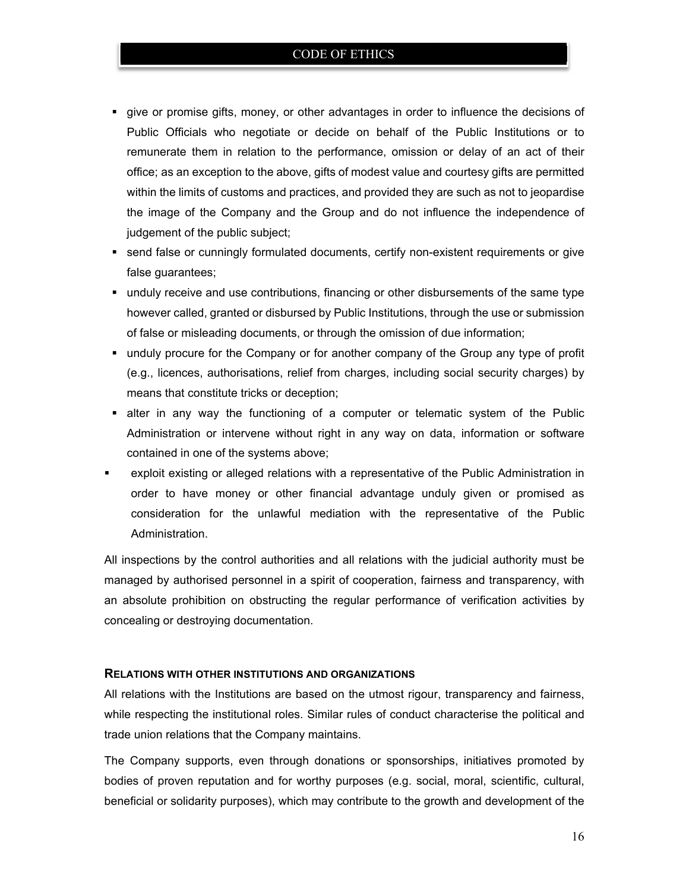- give or promise gifts, money, or other advantages in order to influence the decisions of Public Officials who negotiate or decide on behalf of the Public Institutions or to remunerate them in relation to the performance, omission or delay of an act of their office; as an exception to the above, gifts of modest value and courtesy gifts are permitted within the limits of customs and practices, and provided they are such as not to jeopardise the image of the Company and the Group and do not influence the independence of judgement of the public subject;
- send false or cunningly formulated documents, certify non-existent requirements or give false guarantees;
- unduly receive and use contributions, financing or other disbursements of the same type however called, granted or disbursed by Public Institutions, through the use or submission of false or misleading documents, or through the omission of due information;
- unduly procure for the Company or for another company of the Group any type of profit (e.g., licences, authorisations, relief from charges, including social security charges) by means that constitute tricks or deception;
- alter in any way the functioning of a computer or telematic system of the Public Administration or intervene without right in any way on data, information or software contained in one of the systems above;
- exploit existing or alleged relations with a representative of the Public Administration in order to have money or other financial advantage unduly given or promised as consideration for the unlawful mediation with the representative of the Public Administration.

All inspections by the control authorities and all relations with the judicial authority must be managed by authorised personnel in a spirit of cooperation, fairness and transparency, with an absolute prohibition on obstructing the regular performance of verification activities by concealing or destroying documentation.

#### RELATIONS WITH OTHER INSTITUTIONS AND ORGANIZATIONS

All relations with the Institutions are based on the utmost rigour, transparency and fairness, while respecting the institutional roles. Similar rules of conduct characterise the political and trade union relations that the Company maintains.

The Company supports, even through donations or sponsorships, initiatives promoted by bodies of proven reputation and for worthy purposes (e.g. social, moral, scientific, cultural, beneficial or solidarity purposes), which may contribute to the growth and development of the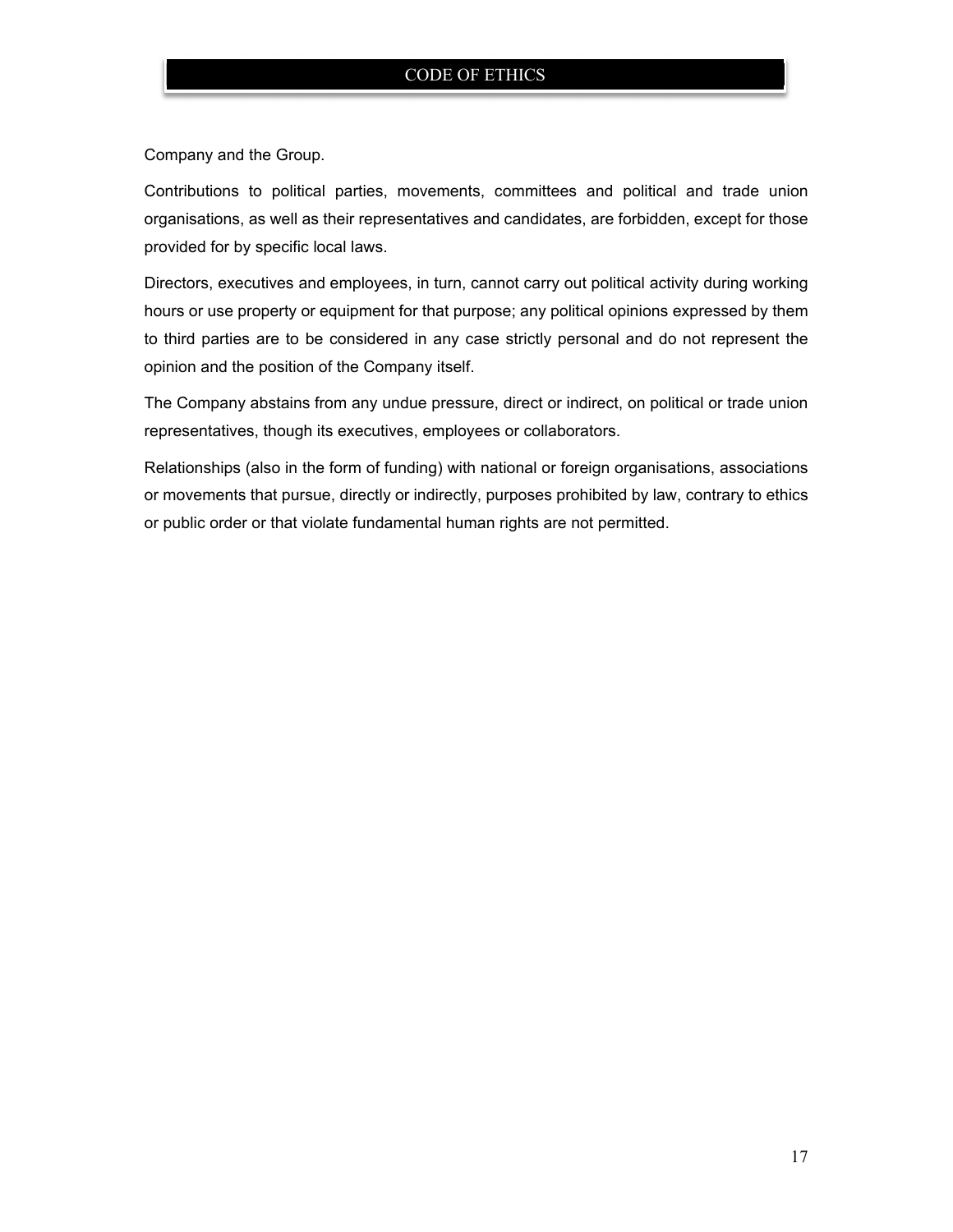Company and the Group.

Contributions to political parties, movements, committees and political and trade union organisations, as well as their representatives and candidates, are forbidden, except for those provided for by specific local laws.

Directors, executives and employees, in turn, cannot carry out political activity during working hours or use property or equipment for that purpose; any political opinions expressed by them to third parties are to be considered in any case strictly personal and do not represent the opinion and the position of the Company itself.

The Company abstains from any undue pressure, direct or indirect, on political or trade union representatives, though its executives, employees or collaborators.

Relationships (also in the form of funding) with national or foreign organisations, associations or movements that pursue, directly or indirectly, purposes prohibited by law, contrary to ethics or public order or that violate fundamental human rights are not permitted.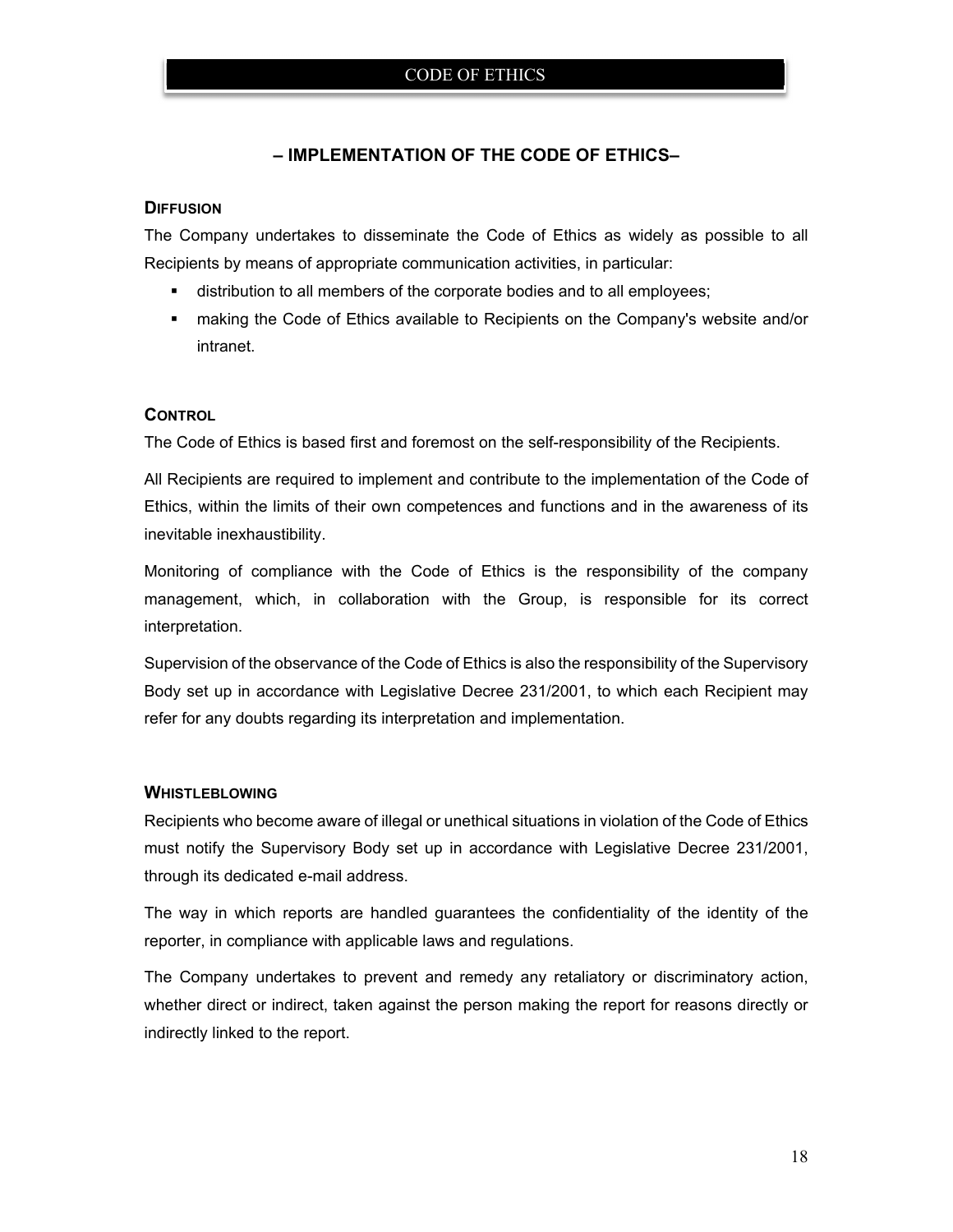## – IMPLEMENTATION OF THE CODE OF ETHICS–

### DIFFUSION

The Company undertakes to disseminate the Code of Ethics as widely as possible to all Recipients by means of appropriate communication activities, in particular:

- distribution to all members of the corporate bodies and to all employees;
- making the Code of Ethics available to Recipients on the Company's website and/or intranet.

### CONTROL

The Code of Ethics is based first and foremost on the self-responsibility of the Recipients.

All Recipients are required to implement and contribute to the implementation of the Code of Ethics, within the limits of their own competences and functions and in the awareness of its inevitable inexhaustibility.

Monitoring of compliance with the Code of Ethics is the responsibility of the company management, which, in collaboration with the Group, is responsible for its correct interpretation.

Supervision of the observance of the Code of Ethics is also the responsibility of the Supervisory Body set up in accordance with Legislative Decree 231/2001, to which each Recipient may refer for any doubts regarding its interpretation and implementation.

### WHISTLEBLOWING

Recipients who become aware of illegal or unethical situations in violation of the Code of Ethics must notify the Supervisory Body set up in accordance with Legislative Decree 231/2001, through its dedicated e-mail address.

The way in which reports are handled guarantees the confidentiality of the identity of the reporter, in compliance with applicable laws and regulations.

The Company undertakes to prevent and remedy any retaliatory or discriminatory action, whether direct or indirect, taken against the person making the report for reasons directly or indirectly linked to the report.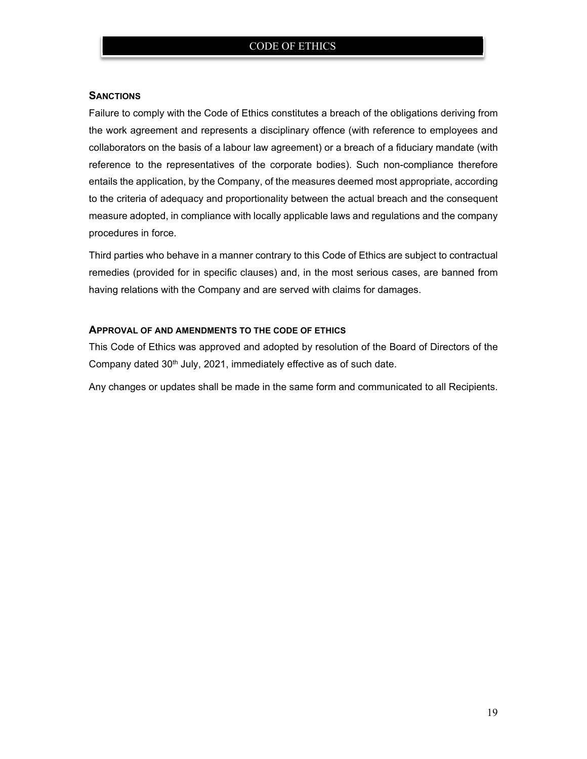## SANCTIONS

Failure to comply with the Code of Ethics constitutes a breach of the obligations deriving from the work agreement and represents a disciplinary offence (with reference to employees and collaborators on the basis of a labour law agreement) or a breach of a fiduciary mandate (with reference to the representatives of the corporate bodies). Such non-compliance therefore entails the application, by the Company, of the measures deemed most appropriate, according to the criteria of adequacy and proportionality between the actual breach and the consequent measure adopted, in compliance with locally applicable laws and regulations and the company procedures in force.

Third parties who behave in a manner contrary to this Code of Ethics are subject to contractual remedies (provided for in specific clauses) and, in the most serious cases, are banned from having relations with the Company and are served with claims for damages.

## APPROVAL OF AND AMENDMENTS TO THE CODE OF ETHICS

This Code of Ethics was approved and adopted by resolution of the Board of Directors of the Company dated 30th July, 2021, immediately effective as of such date.

Any changes or updates shall be made in the same form and communicated to all Recipients.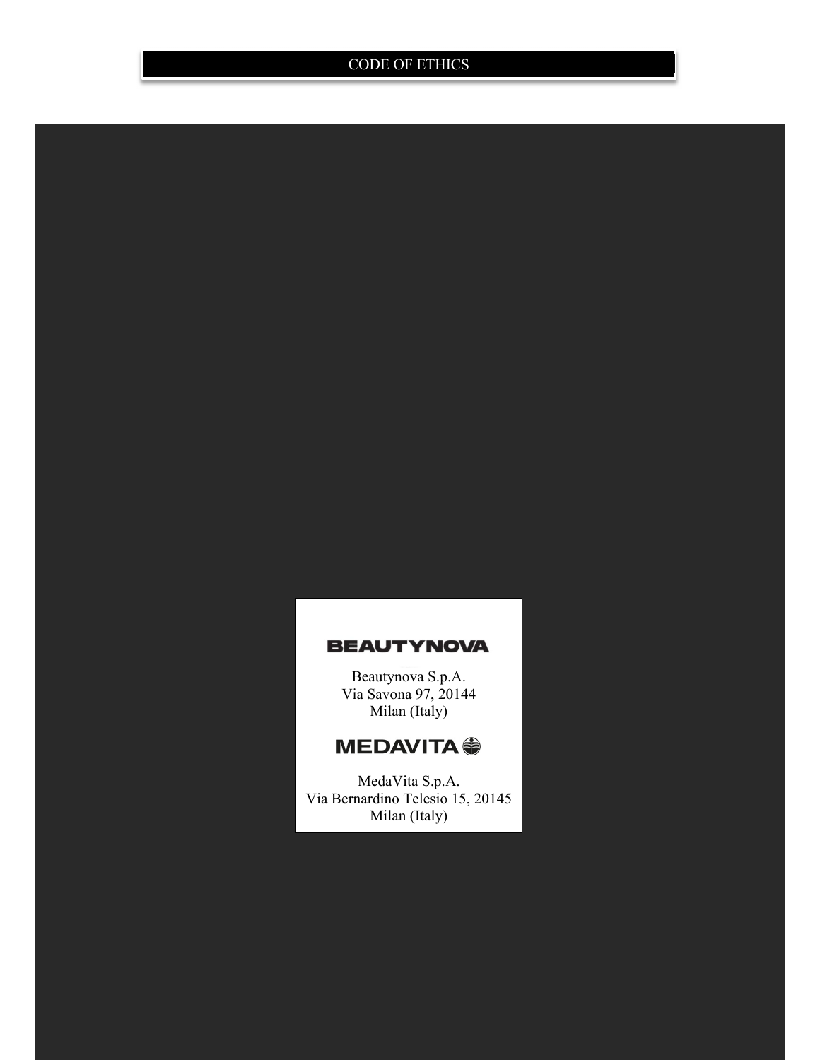BEAUTYNOVA

Beautynova S.p.A.
Via Savona 97, 20144
Milan (Italy)

MEDAVITA

MedaVita S.p.A.
Via Bernardino Telesio 15, 20145
Milan (Italy)